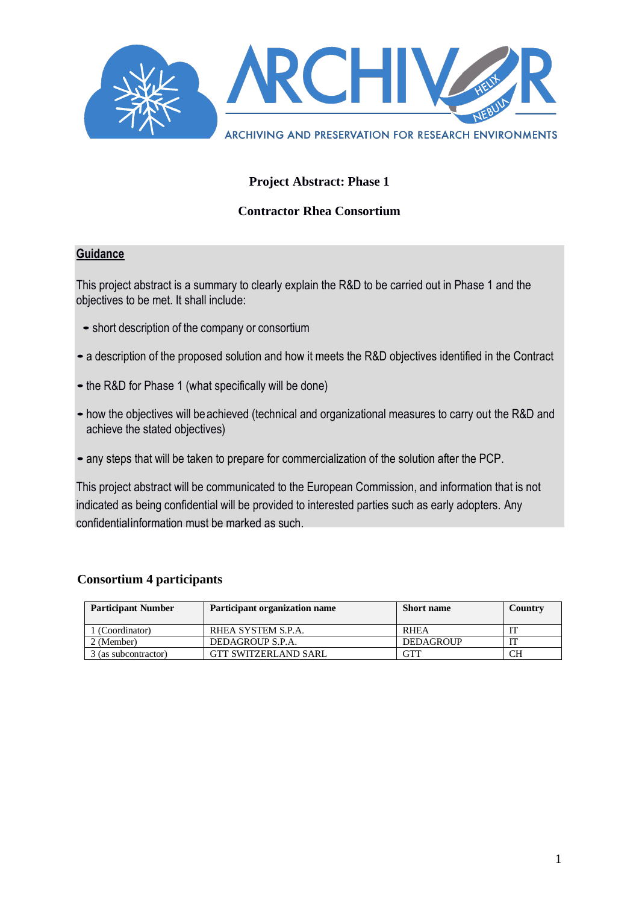ARCHIVER

ARCHIVING AND PRESERVATION FOR RESEARCH ENVIRONMENTS

## Project Abstract: Phase 1

## Contractor Rhea Consortium

**Guidance**

This project abstract is a summary to clearly explain the R&D to be carried out in Phase 1 and the objectives to be met. It shall include:

- short description of the company or consortium
- a description of the proposed solution and how it meets the R&D objectives identified in the Contract
- the R&D for Phase 1 (what specifically will be done)
- how the objectives will be achieved (technical and organizational measures to carry out the R&D and achieve the stated objectives)
- any steps that will be taken to prepare for commercialization of the solution after the PCP.

This project abstract will be communicated to the European Commission, and information that is not indicated as being confidential will be provided to interested parties such as early adopters. Any confidential information must be marked as such.

### Consortium 4 participants

| Participant Number | Participant organization name | Short name | Country |
|---|---|---|---|
| 1 (Coordinator) | RHEA SYSTEM S.P.A. | RHEA | IT |
| 2 (Member) | DEDAGROUP S.P.A. | DEDAGROUP | IT |
| 3 (as subcontractor) | GTT SWITZERLAND SARL | GTT | CH |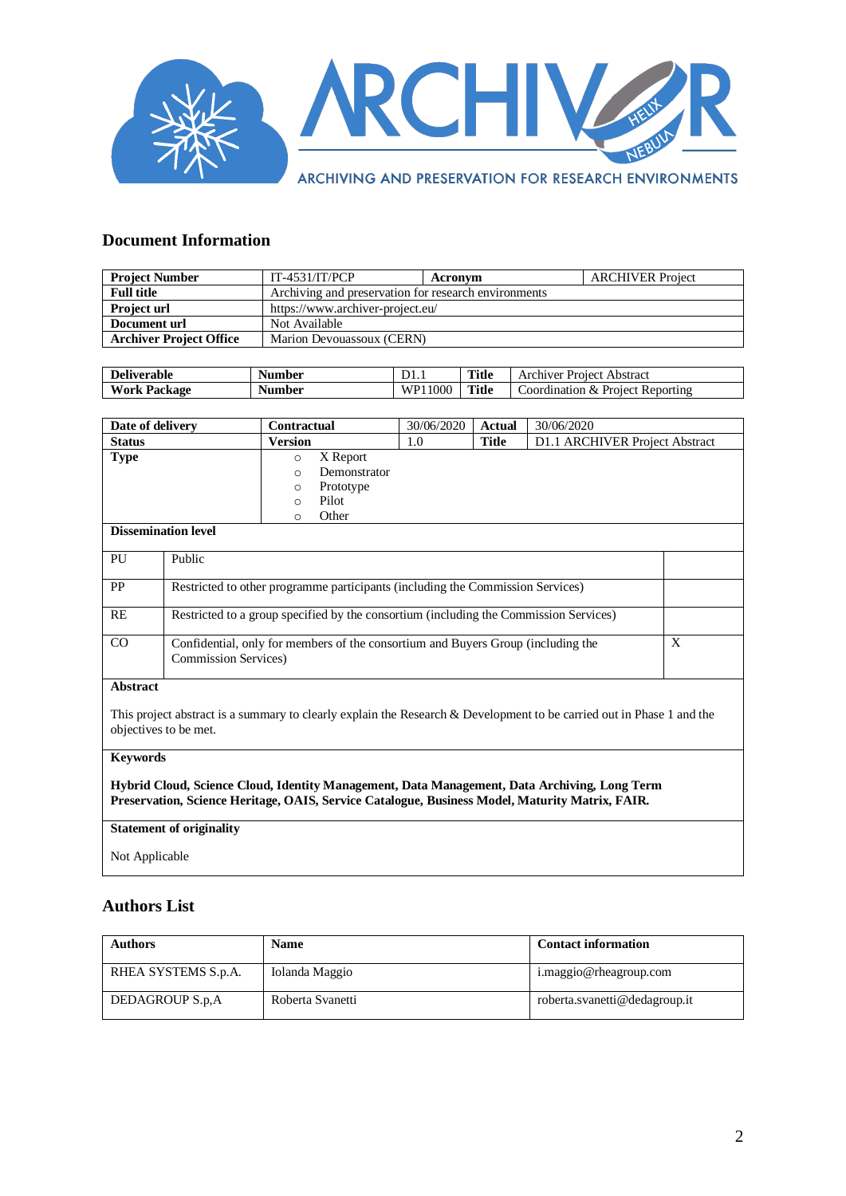## Document Information

| Project Number | IT-4531/IT/PCP | Acronym | ARCHIVER Project |
|---|---|---|---|
| Full title | Archiving and preservation for research environments | | |
| Project url | https://www.archiver-project.eu/ | | |
| Document url | Not Available | | |
| Archiver Project Office | Marion Devouassoux (CERN) | | |

| Deliverable | Number | D1.1 | Title | Archiver Project Abstract |
|---|---|---|---|---|
| Work Package | Number | WP11000 | Title | Coordination & Project Reporting |

| Date of delivery | Contractual | 30/06/2020 | Actual | 30/06/2020 |
|---|---|---|---|---|
| Status | Version | 1.0 | Title | D1.1 ARCHIVER Project Abstract |
| Type | ○ X Report<br>○ Demonstrator<br>○ Prototype<br>○ Pilot<br>○ Other | | | |

**Dissemination level**

| | | |
|---|---|---|
| PU | Public | |
| PP | Restricted to other programme participants (including the Commission Services) | |
| RE | Restricted to a group specified by the consortium (including the Commission Services) | |
| CO | Confidential, only for members of the consortium and Buyers Group (including the Commission Services) | X |

**Abstract**

This project abstract is a summary to clearly explain the Research & Development to be carried out in Phase 1 and the objectives to be met.

**Keywords**

**Hybrid Cloud, Science Cloud, Identity Management, Data Management, Data Archiving, Long Term Preservation, Science Heritage, OAIS, Service Catalogue, Business Model, Maturity Matrix, FAIR.**

**Statement of originality**

Not Applicable

## Authors List

| Authors | Name | Contact information |
|---|---|---|
| RHEA SYSTEMS S.p.A. | Iolanda Maggio | i.maggio@rheagroup.com |
| DEDAGROUP S.p,A | Roberta Svanetti | roberta.svanetti@dedagroup.it |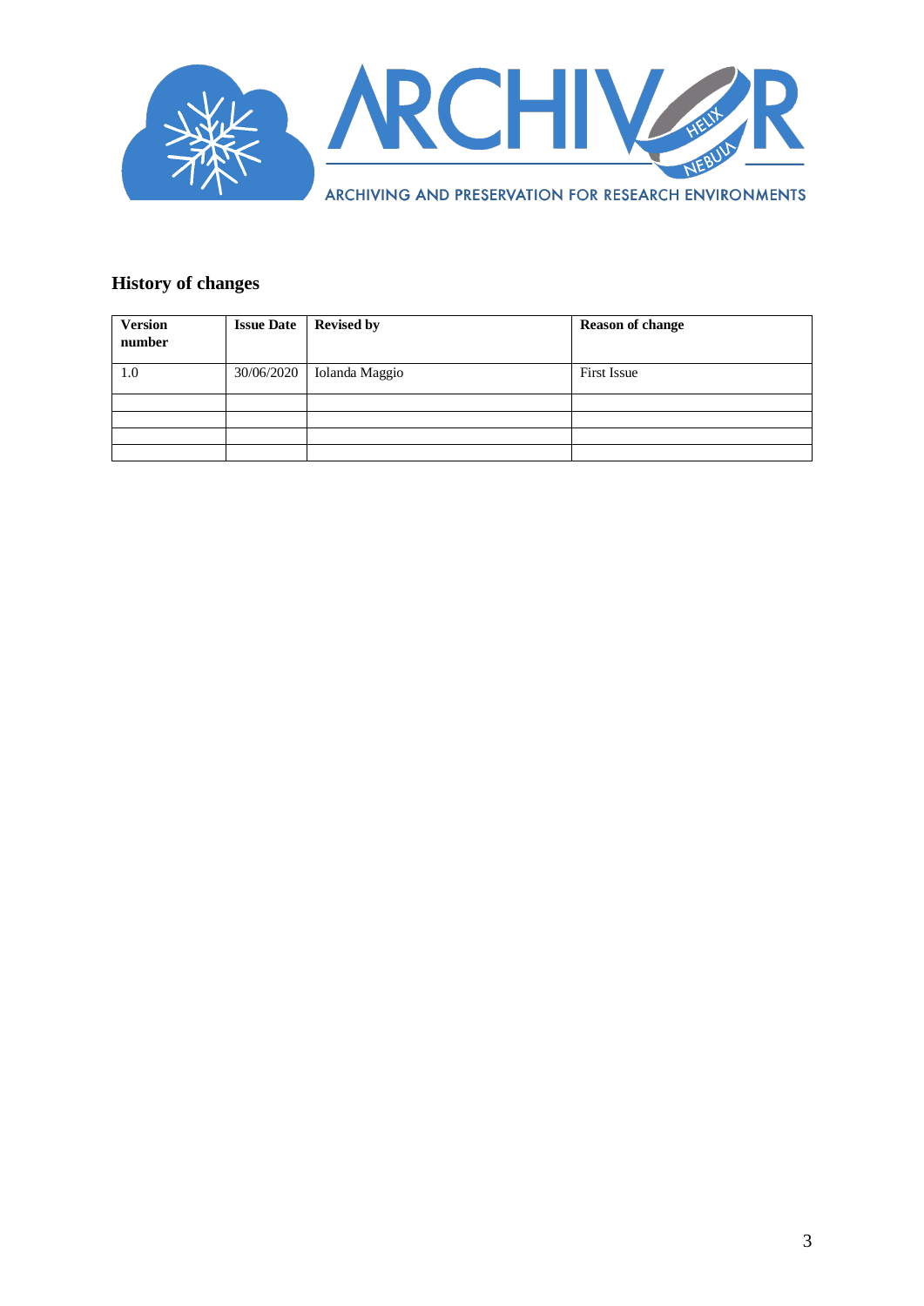## History of changes

| Version number | Issue Date | Revised by | Reason of change |
|---|---|---|---|
| 1.0 | 30/06/2020 | Iolanda Maggio | First Issue |
| | | | |
| | | | |
| | | | |
| | | | |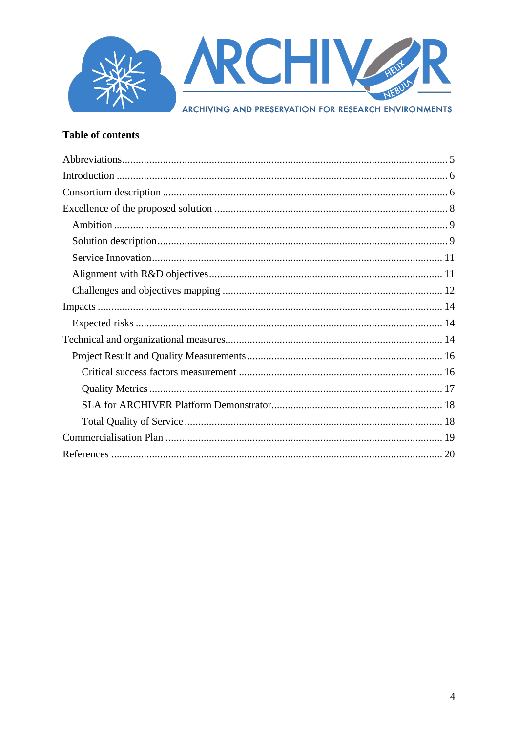**Table of contents**

- Abbreviations ........ 5
- Introduction ........ 6
- Consortium description ........ 6
- Excellence of the proposed solution ........ 8
  - Ambition ........ 9
  - Solution description ........ 9
  - Service Innovation ........ 11
  - Alignment with R&D objectives ........ 11
  - Challenges and objectives mapping ........ 12
- Impacts ........ 14
  - Expected risks ........ 14
- Technical and organizational measures ........ 14
  - Project Result and Quality Measurements ........ 16
    - Critical success factors measurement ........ 16
    - Quality Metrics ........ 17
    - SLA for ARCHIVER Platform Demonstrator ........ 18
    - Total Quality of Service ........ 18
- Commercialisation Plan ........ 19
- References ........ 20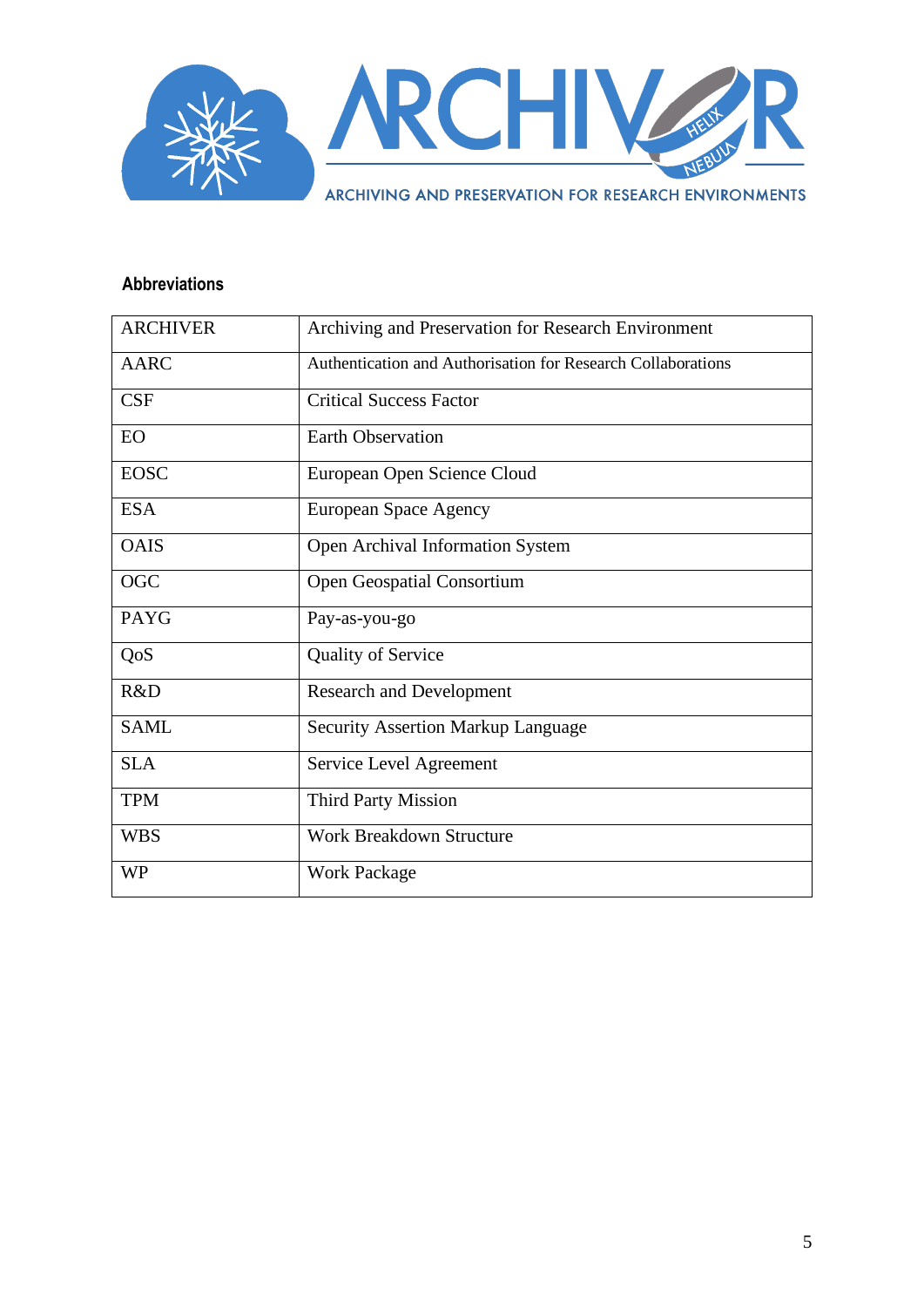## Abbreviations

| ARCHIVER | Archiving and Preservation for Research Environment |
|---|---|
| AARC | Authentication and Authorisation for Research Collaborations |
| CSF | Critical Success Factor |
| EO | Earth Observation |
| EOSC | European Open Science Cloud |
| ESA | European Space Agency |
| OAIS | Open Archival Information System |
| OGC | Open Geospatial Consortium |
| PAYG | Pay-as-you-go |
| QoS | Quality of Service |
| R&D | Research and Development |
| SAML | Security Assertion Markup Language |
| SLA | Service Level Agreement |
| TPM | Third Party Mission |
| WBS | Work Breakdown Structure |
| WP | Work Package |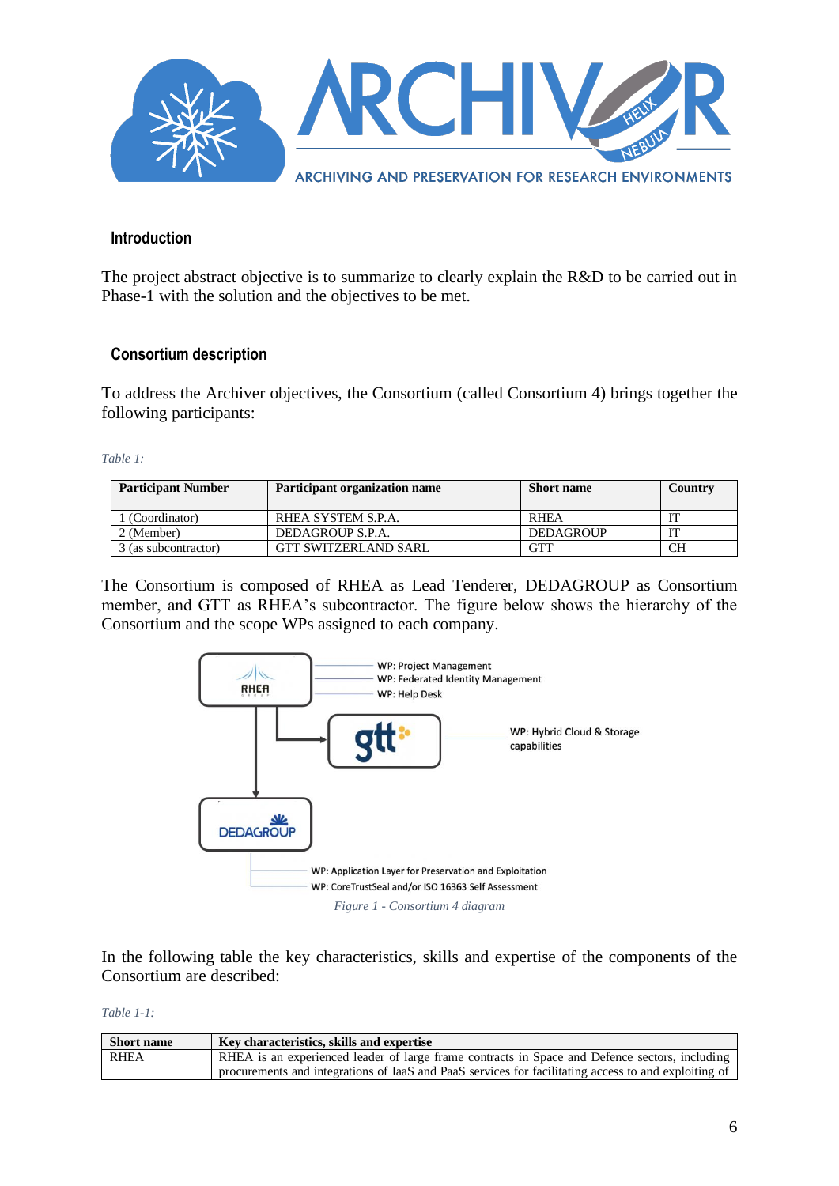## Introduction

The project abstract objective is to summarize to clearly explain the R&D to be carried out in Phase-1 with the solution and the objectives to be met.

## Consortium description

To address the Archiver objectives, the Consortium (called Consortium 4) brings together the following participants:

*Table 1:*

| Participant Number | Participant organization name | Short name | Country |
|---|---|---|---|
| 1 (Coordinator) | RHEA SYSTEM S.P.A. | RHEA | IT |
| 2 (Member) | DEDAGROUP S.P.A. | DEDAGROUP | IT |
| 3 (as subcontractor) | GTT SWITZERLAND SARL | GTT | CH |

The Consortium is composed of RHEA as Lead Tenderer, DEDAGROUP as Consortium member, and GTT as RHEA's subcontractor. The figure below shows the hierarchy of the Consortium and the scope WPs assigned to each company.

RHEA
- WP: Project Management
- WP: Federated Identity Management
- WP: Help Desk

gtt
- WP: Hybrid Cloud & Storage capabilities

DEDAGROUP
- WP: Application Layer for Preservation and Exploitation
- WP: CoreTrustSeal and/or ISO 16363 Self Assessment

*Figure 1 - Consortium 4 diagram*

In the following table the key characteristics, skills and expertise of the components of the Consortium are described:

*Table 1-1:*

| Short name | Key characteristics, skills and expertise |
|---|---|
| RHEA | RHEA is an experienced leader of large frame contracts in Space and Defence sectors, including procurements and integrations of IaaS and PaaS services for facilitating access to and exploiting of |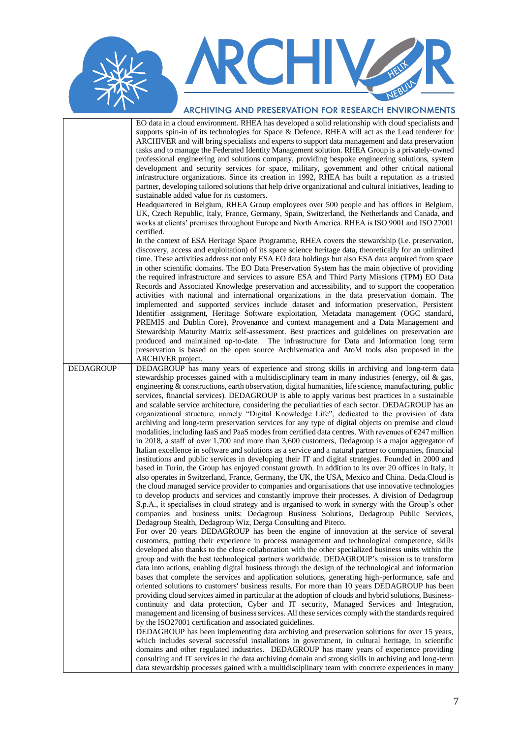| | |
|---|---|
| | EO data in a cloud environment. RHEA has developed a solid relationship with cloud specialists and supports spin-in of its technologies for Space & Defence. RHEA will act as the Lead tenderer for ARCHIVER and will bring specialists and experts to support data management and data preservation tasks and to manage the Federated Identity Management solution. RHEA Group is a privately-owned professional engineering and solutions company, providing bespoke engineering solutions, system development and security services for space, military, government and other critical national infrastructure organizations. Since its creation in 1992, RHEA has built a reputation as a trusted partner, developing tailored solutions that help drive organizational and cultural initiatives, leading to sustainable added value for its customers.<br>Headquartered in Belgium, RHEA Group employees over 500 people and has offices in Belgium, UK, Czech Republic, Italy, France, Germany, Spain, Switzerland, the Netherlands and Canada, and works at clients' premises throughout Europe and North America. RHEA is ISO 9001 and ISO 27001 certified.<br>In the context of ESA Heritage Space Programme, RHEA covers the stewardship (i.e. preservation, discovery, access and exploitation) of its space science heritage data, theoretically for an unlimited time. These activities address not only ESA EO data holdings but also ESA data acquired from space in other scientific domains. The EO Data Preservation System has the main objective of providing the required infrastructure and services to assure ESA and Third Party Missions (TPM) EO Data Records and Associated Knowledge preservation and accessibility, and to support the cooperation activities with national and international organizations in the data preservation domain. The implemented and supported services include dataset and information preservation, Persistent Identifier assignment, Heritage Software exploitation, Metadata management (OGC standard, PREMIS and Dublin Core), Provenance and context management and a Data Management and Stewardship Maturity Matrix self-assessment. Best practices and guidelines on preservation are produced and maintained up-to-date. The infrastructure for Data and Information long term preservation is based on the open source Archivematica and AtoM tools also proposed in the ARCHIVER project. |
| DEDAGROUP | DEDAGROUP has many years of experience and strong skills in archiving and long-term data stewardship processes gained with a multidisciplinary team in many industries (energy, oil & gas, engineering & constructions, earth observation, digital humanities, life science, manufacturing, public services, financial services). DEDAGROUP is able to apply various best practices in a sustainable and scalable service architecture, considering the peculiarities of each sector. DEDAGROUP has an organizational structure, namely "Digital Knowledge Life", dedicated to the provision of data archiving and long-term preservation services for any type of digital objects on premise and cloud modalities, including IaaS and PaaS modes from certified data centres. With revenues of €247 million in 2018, a staff of over 1,700 and more than 3,600 customers, Dedagroup is a major aggregator of Italian excellence in software and solutions as a service and a natural partner to companies, financial institutions and public services in developing their IT and digital strategies. Founded in 2000 and based in Turin, the Group has enjoyed constant growth. In addition to its over 20 offices in Italy, it also operates in Switzerland, France, Germany, the UK, the USA, Mexico and China. Deda.Cloud is the cloud managed service provider to companies and organisations that use innovative technologies to develop products and services and constantly improve their processes. A division of Dedagroup S.p.A., it specialises in cloud strategy and is organised to work in synergy with the Group's other companies and business units: Dedagroup Business Solutions, Dedagroup Public Services, Dedagroup Stealth, Dedagroup Wiz, Derga Consulting and Piteco.<br>For over 20 years DEDAGROUP has been the engine of innovation at the service of several customers, putting their experience in process management and technological competence, skills developed also thanks to the close collaboration with the other specialized business units within the group and with the best technological partners worldwide. DEDAGROUP's mission is to transform data into actions, enabling digital business through the design of the technological and information bases that complete the services and application solutions, generating high-performance, safe and oriented solutions to customers' business results. For more than 10 years DEDAGROUP has been providing cloud services aimed in particular at the adoption of clouds and hybrid solutions, Business-continuity and data protection, Cyber and IT security, Managed Services and Integration, management and licensing of business services. All these services comply with the standards required by the ISO27001 certification and associated guidelines.<br>DEDAGROUP has been implementing data archiving and preservation solutions for over 15 years, which includes several successful installations in government, in cultural heritage, in scientific domains and other regulated industries. DEDAGROUP has many years of experience providing consulting and IT services in the data archiving domain and strong skills in archiving and long-term data stewardship processes gained with a multidisciplinary team with concrete experiences in many |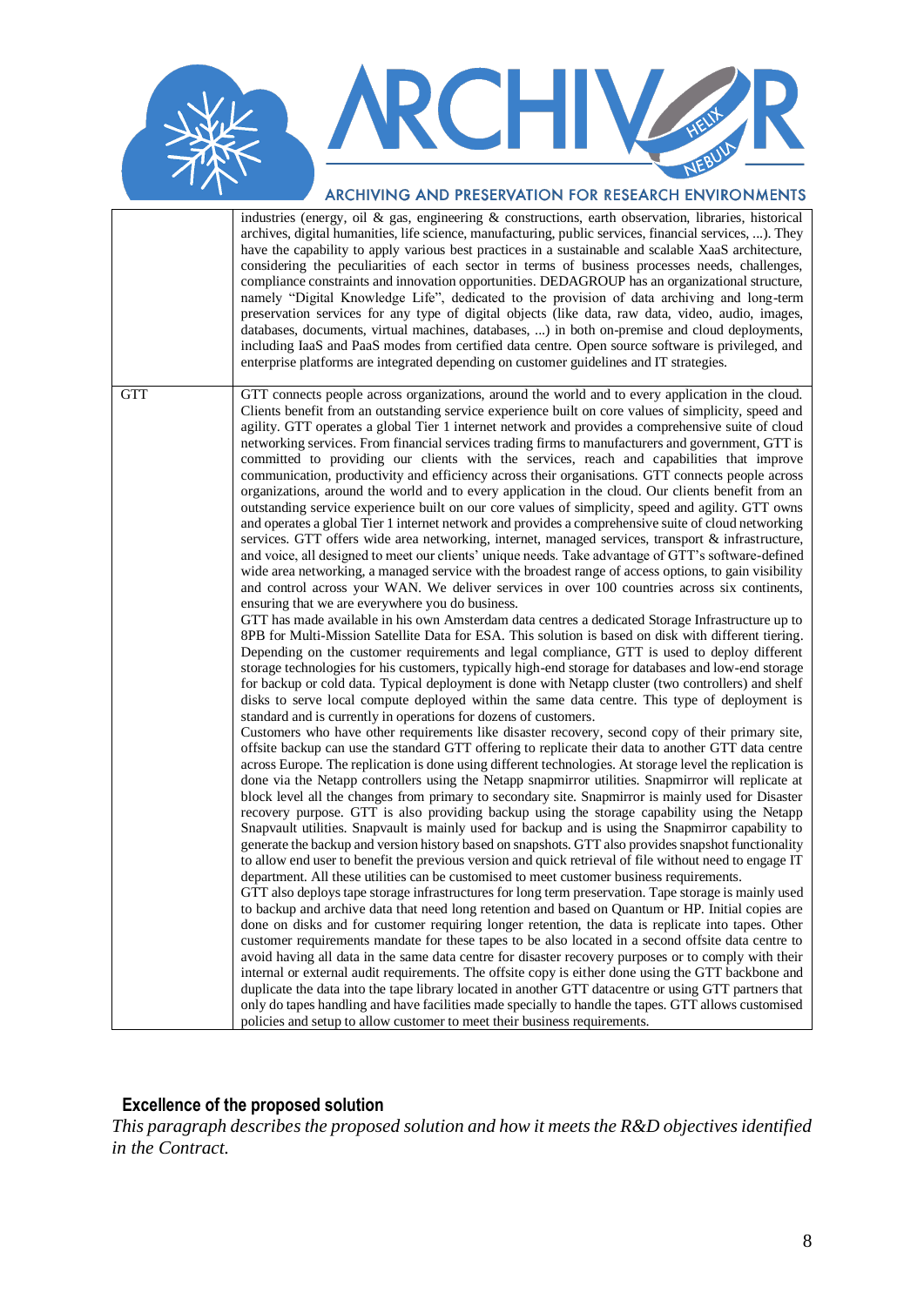| | |
|---|---|
| | industries (energy, oil & gas, engineering & constructions, earth observation, libraries, historical archives, digital humanities, life science, manufacturing, public services, financial services, ...). They have the capability to apply various best practices in a sustainable and scalable XaaS architecture, considering the peculiarities of each sector in terms of business processes needs, challenges, compliance constraints and innovation opportunities. DEDAGROUP has an organizational structure, namely "Digital Knowledge Life", dedicated to the provision of data archiving and long-term preservation services for any type of digital objects (like data, raw data, video, audio, images, databases, documents, virtual machines, databases, ...) in both on-premise and cloud deployments, including IaaS and PaaS modes from certified data centre. Open source software is privileged, and enterprise platforms are integrated depending on customer guidelines and IT strategies. |
| GTT | GTT connects people across organizations, around the world and to every application in the cloud. Clients benefit from an outstanding service experience built on core values of simplicity, speed and agility. GTT operates a global Tier 1 internet network and provides a comprehensive suite of cloud networking services. From financial services trading firms to manufacturers and government, GTT is committed to providing our clients with the services, reach and capabilities that improve communication, productivity and efficiency across their organisations. GTT connects people across organizations, around the world and to every application in the cloud. Our clients benefit from an outstanding service experience built on our core values of simplicity, speed and agility. GTT owns and operates a global Tier 1 internet network and provides a comprehensive suite of cloud networking services. GTT offers wide area networking, internet, managed services, transport & infrastructure, and voice, all designed to meet our clients' unique needs. Take advantage of GTT's software-defined wide area networking, a managed service with the broadest range of access options, to gain visibility and control across your WAN. We deliver services in over 100 countries across six continents, ensuring that we are everywhere you do business.<br>GTT has made available in his own Amsterdam data centres a dedicated Storage Infrastructure up to 8PB for Multi-Mission Satellite Data for ESA. This solution is based on disk with different tiering. Depending on the customer requirements and legal compliance, GTT is used to deploy different storage technologies for his customers, typically high-end storage for databases and low-end storage for backup or cold data. Typical deployment is done with Netapp cluster (two controllers) and shelf disks to serve local compute deployed within the same data centre. This type of deployment is standard and is currently in operations for dozens of customers.<br>Customers who have other requirements like disaster recovery, second copy of their primary site, offsite backup can use the standard GTT offering to replicate their data to another GTT data centre across Europe. The replication is done using different technologies. At storage level the replication is done via the Netapp controllers using the Netapp snapmirror utilities. Snapmirror will replicate at block level all the changes from primary to secondary site. Snapmirror is mainly used for Disaster recovery purpose. GTT is also providing backup using the storage capability using the Netapp Snapvault utilities. Snapvault is mainly used for backup and is using the Snapmirror capability to generate the backup and version history based on snapshots. GTT also provides snapshot functionality to allow end user to benefit the previous version and quick retrieval of file without need to engage IT department. All these utilities can be customised to meet customer business requirements.<br>GTT also deploys tape storage infrastructures for long term preservation. Tape storage is mainly used to backup and archive data that need long retention and based on Quantum or HP. Initial copies are done on disks and for customer requiring longer retention, the data is replicate into tapes. Other customer requirements mandate for these tapes to be also located in a second offsite data centre to avoid having all data in the same data centre for disaster recovery purposes or to comply with their internal or external audit requirements. The offsite copy is either done using the GTT backbone and duplicate the data into the tape library located in another GTT datacentre or using GTT partners that only do tapes handling and have facilities made specially to handle the tapes. GTT allows customised policies and setup to allow customer to meet their business requirements. |

## Excellence of the proposed solution

*This paragraph describes the proposed solution and how it meets the R&D objectives identified in the Contract.*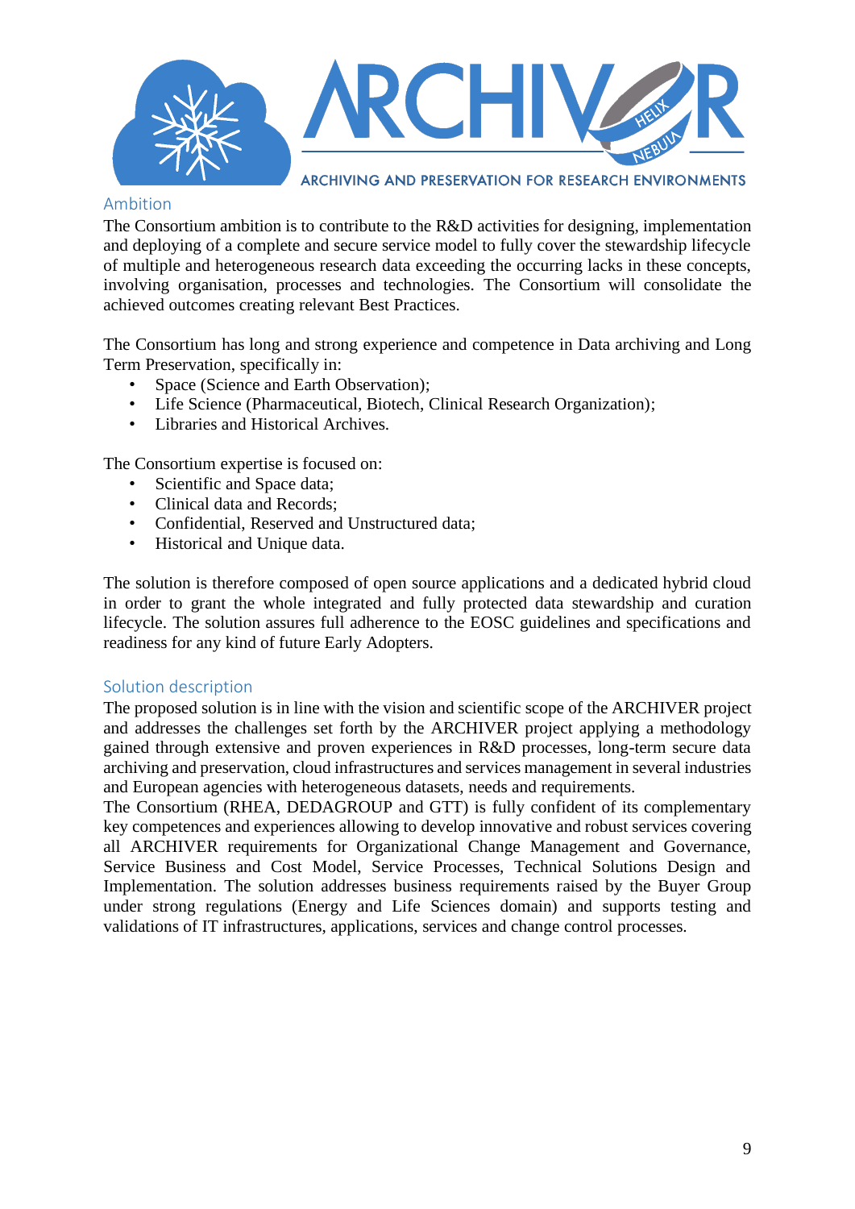## Ambition

The Consortium ambition is to contribute to the R&D activities for designing, implementation and deploying of a complete and secure service model to fully cover the stewardship lifecycle of multiple and heterogeneous research data exceeding the occurring lacks in these concepts, involving organisation, processes and technologies. The Consortium will consolidate the achieved outcomes creating relevant Best Practices.

The Consortium has long and strong experience and competence in Data archiving and Long Term Preservation, specifically in:

- Space (Science and Earth Observation);
- Life Science (Pharmaceutical, Biotech, Clinical Research Organization);
- Libraries and Historical Archives.

The Consortium expertise is focused on:

- Scientific and Space data;
- Clinical data and Records;
- Confidential, Reserved and Unstructured data;
- Historical and Unique data.

The solution is therefore composed of open source applications and a dedicated hybrid cloud in order to grant the whole integrated and fully protected data stewardship and curation lifecycle. The solution assures full adherence to the EOSC guidelines and specifications and readiness for any kind of future Early Adopters.

## Solution description

The proposed solution is in line with the vision and scientific scope of the ARCHIVER project and addresses the challenges set forth by the ARCHIVER project applying a methodology gained through extensive and proven experiences in R&D processes, long-term secure data archiving and preservation, cloud infrastructures and services management in several industries and European agencies with heterogeneous datasets, needs and requirements.

The Consortium (RHEA, DEDAGROUP and GTT) is fully confident of its complementary key competences and experiences allowing to develop innovative and robust services covering all ARCHIVER requirements for Organizational Change Management and Governance, Service Business and Cost Model, Service Processes, Technical Solutions Design and Implementation. The solution addresses business requirements raised by the Buyer Group under strong regulations (Energy and Life Sciences domain) and supports testing and validations of IT infrastructures, applications, services and change control processes.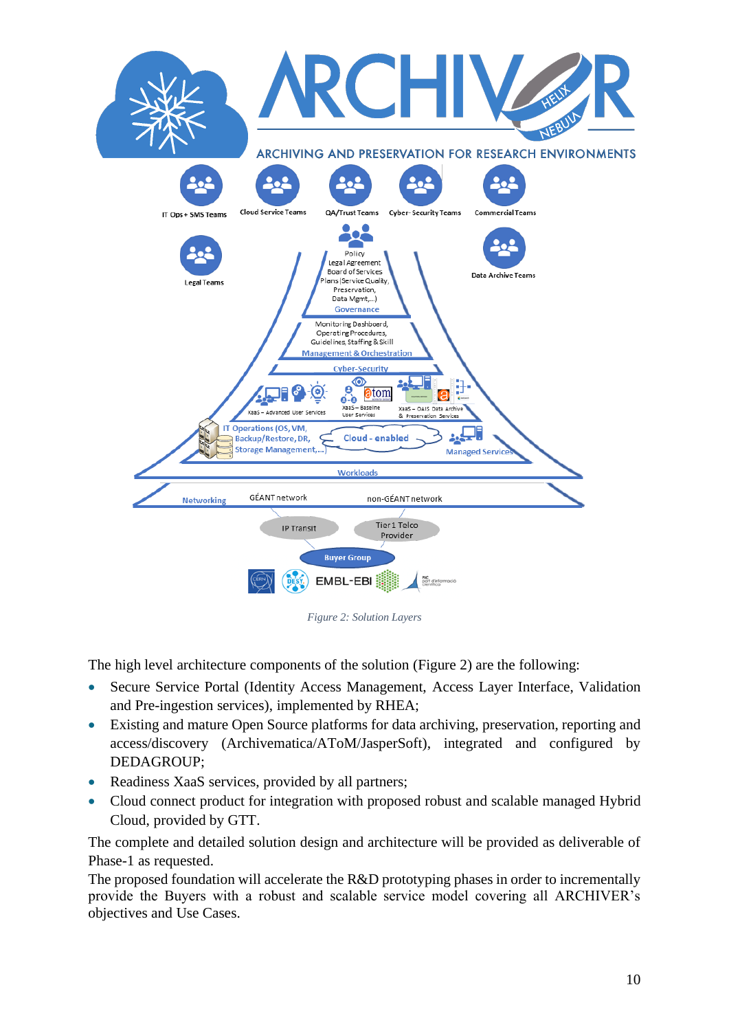*Figure 2: Solution Layers*

The high level architecture components of the solution (Figure 2) are the following:

- Secure Service Portal (Identity Access Management, Access Layer Interface, Validation and Pre-ingestion services), implemented by RHEA;
- Existing and mature Open Source platforms for data archiving, preservation, reporting and access/discovery (Archivematica/AToM/JasperSoft), integrated and configured by DEDAGROUP;
- Readiness XaaS services, provided by all partners;
- Cloud connect product for integration with proposed robust and scalable managed Hybrid Cloud, provided by GTT.

The complete and detailed solution design and architecture will be provided as deliverable of Phase-1 as requested.

The proposed foundation will accelerate the R&D prototyping phases in order to incrementally provide the Buyers with a robust and scalable service model covering all ARCHIVER's objectives and Use Cases.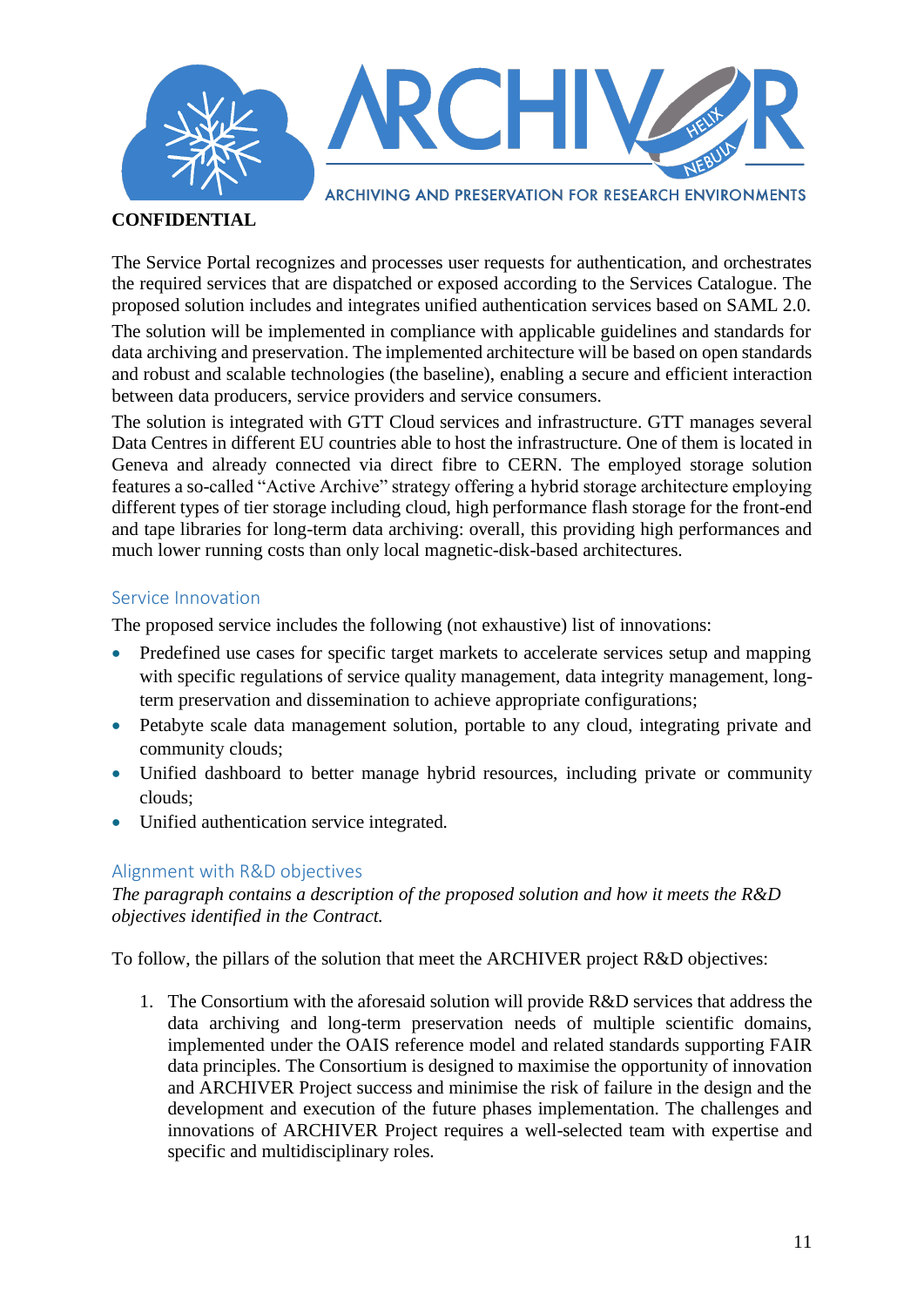**CONFIDENTIAL**

The Service Portal recognizes and processes user requests for authentication, and orchestrates the required services that are dispatched or exposed according to the Services Catalogue. The proposed solution includes and integrates unified authentication services based on SAML 2.0.

The solution will be implemented in compliance with applicable guidelines and standards for data archiving and preservation. The implemented architecture will be based on open standards and robust and scalable technologies (the baseline), enabling a secure and efficient interaction between data producers, service providers and service consumers.

The solution is integrated with GTT Cloud services and infrastructure. GTT manages several Data Centres in different EU countries able to host the infrastructure. One of them is located in Geneva and already connected via direct fibre to CERN. The employed storage solution features a so-called "Active Archive" strategy offering a hybrid storage architecture employing different types of tier storage including cloud, high performance flash storage for the front-end and tape libraries for long-term data archiving: overall, this providing high performances and much lower running costs than only local magnetic-disk-based architectures.

## Service Innovation

The proposed service includes the following (not exhaustive) list of innovations:

- Predefined use cases for specific target markets to accelerate services setup and mapping with specific regulations of service quality management, data integrity management, long-term preservation and dissemination to achieve appropriate configurations;
- Petabyte scale data management solution, portable to any cloud, integrating private and community clouds;
- Unified dashboard to better manage hybrid resources, including private or community clouds;
- Unified authentication service integrated.

## Alignment with R&D objectives

*The paragraph contains a description of the proposed solution and how it meets the R&D objectives identified in the Contract.*

To follow, the pillars of the solution that meet the ARCHIVER project R&D objectives:

1. The Consortium with the aforesaid solution will provide R&D services that address the data archiving and long-term preservation needs of multiple scientific domains, implemented under the OAIS reference model and related standards supporting FAIR data principles. The Consortium is designed to maximise the opportunity of innovation and ARCHIVER Project success and minimise the risk of failure in the design and the development and execution of the future phases implementation. The challenges and innovations of ARCHIVER Project requires a well-selected team with expertise and specific and multidisciplinary roles.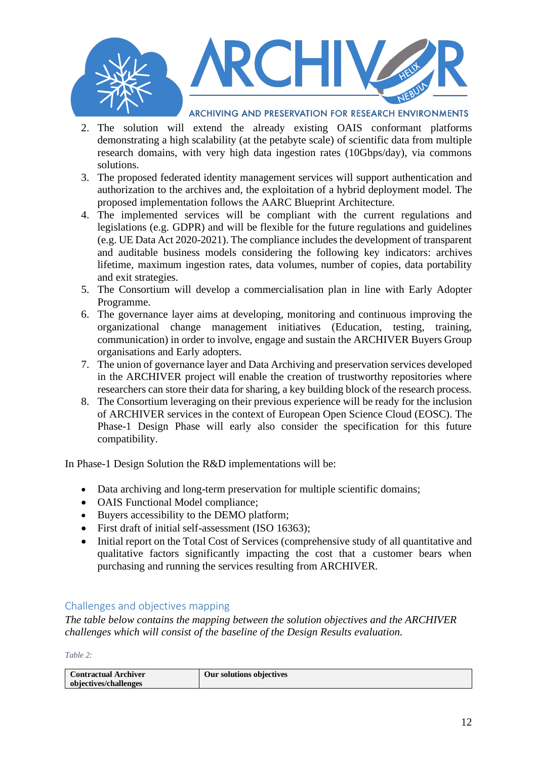2. The solution will extend the already existing OAIS conformant platforms demonstrating a high scalability (at the petabyte scale) of scientific data from multiple research domains, with very high data ingestion rates (10Gbps/day), via commons solutions.
3. The proposed federated identity management services will support authentication and authorization to the archives and, the exploitation of a hybrid deployment model. The proposed implementation follows the AARC Blueprint Architecture.
4. The implemented services will be compliant with the current regulations and legislations (e.g. GDPR) and will be flexible for the future regulations and guidelines (e.g. UE Data Act 2020-2021). The compliance includes the development of transparent and auditable business models considering the following key indicators: archives lifetime, maximum ingestion rates, data volumes, number of copies, data portability and exit strategies.
5. The Consortium will develop a commercialisation plan in line with Early Adopter Programme.
6. The governance layer aims at developing, monitoring and continuous improving the organizational change management initiatives (Education, testing, training, communication) in order to involve, engage and sustain the ARCHIVER Buyers Group organisations and Early adopters.
7. The union of governance layer and Data Archiving and preservation services developed in the ARCHIVER project will enable the creation of trustworthy repositories where researchers can store their data for sharing, a key building block of the research process.
8. The Consortium leveraging on their previous experience will be ready for the inclusion of ARCHIVER services in the context of European Open Science Cloud (EOSC). The Phase-1 Design Phase will early also consider the specification for this future compatibility.

In Phase-1 Design Solution the R&D implementations will be:

- Data archiving and long-term preservation for multiple scientific domains;
- OAIS Functional Model compliance;
- Buyers accessibility to the DEMO platform;
- First draft of initial self-assessment (ISO 16363);
- Initial report on the Total Cost of Services (comprehensive study of all quantitative and qualitative factors significantly impacting the cost that a customer bears when purchasing and running the services resulting from ARCHIVER.

## Challenges and objectives mapping

*The table below contains the mapping between the solution objectives and the ARCHIVER challenges which will consist of the baseline of the Design Results evaluation.*

*Table 2:*

| Contractual Archiver objectives/challenges | Our solutions objectives |
|---|---|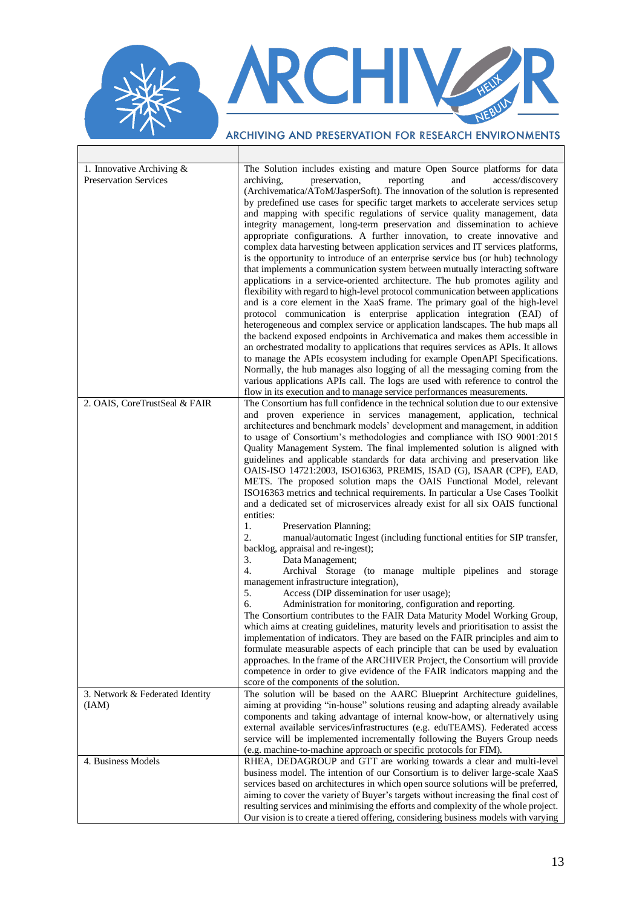| | |
|---|---|
| 1. Innovative Archiving & Preservation Services | The Solution includes existing and mature Open Source platforms for data archiving, preservation, reporting and access/discovery (Archivematica/AToM/JasperSoft). The innovation of the solution is represented by predefined use cases for specific target markets to accelerate services setup and mapping with specific regulations of service quality management, data integrity management, long-term preservation and dissemination to achieve appropriate configurations. A further innovation, to create innovative and complex data harvesting between application services and IT services platforms, is the opportunity to introduce of an enterprise service bus (or hub) technology that implements a communication system between mutually interacting software applications in a service-oriented architecture. The hub promotes agility and flexibility with regard to high-level protocol communication between applications and is a core element in the XaaS frame. The primary goal of the high-level protocol communication is enterprise application integration (EAI) of heterogeneous and complex service or application landscapes. The hub maps all the backend exposed endpoints in Archivematica and makes them accessible in an orchestrated modality to applications that requires services as APIs. It allows to manage the APIs ecosystem including for example OpenAPI Specifications. Normally, the hub manages also logging of all the messaging coming from the various applications APIs call. The logs are used with reference to control the flow in its execution and to manage service performances measurements. |
| 2. OAIS, CoreTrustSeal & FAIR | The Consortium has full confidence in the technical solution due to our extensive and proven experience in services management, application, technical architectures and benchmark models' development and management, in addition to usage of Consortium's methodologies and compliance with ISO 9001:2015 Quality Management System. The final implemented solution is aligned with guidelines and applicable standards for data archiving and preservation like OAIS-ISO 14721:2003, ISO16363, PREMIS, ISAD (G), ISAAR (CPF), EAD, METS. The proposed solution maps the OAIS Functional Model, relevant ISO16363 metrics and technical requirements. In particular a Use Cases Toolkit and a dedicated set of microservices already exist for all six OAIS functional entities:<br>1. Preservation Planning;<br>2. manual/automatic Ingest (including functional entities for SIP transfer, backlog, appraisal and re-ingest);<br>3. Data Management;<br>4. Archival Storage (to manage multiple pipelines and storage management infrastructure integration),<br>5. Access (DIP dissemination for user usage);<br>6. Administration for monitoring, configuration and reporting.<br>The Consortium contributes to the FAIR Data Maturity Model Working Group, which aims at creating guidelines, maturity levels and prioritisation to assist the implementation of indicators. They are based on the FAIR principles and aim to formulate measurable aspects of each principle that can be used by evaluation approaches. In the frame of the ARCHIVER Project, the Consortium will provide competence in order to give evidence of the FAIR indicators mapping and the score of the components of the solution. |
| 3. Network & Federated Identity (IAM) | The solution will be based on the AARC Blueprint Architecture guidelines, aiming at providing "in-house" solutions reusing and adapting already available components and taking advantage of internal know-how, or alternatively using external available services/infrastructures (e.g. eduTEAMS). Federated access service will be implemented incrementally following the Buyers Group needs (e.g. machine-to-machine approach or specific protocols for FIM). |
| 4. Business Models | RHEA, DEDAGROUP and GTT are working towards a clear and multi-level business model. The intention of our Consortium is to deliver large-scale XaaS services based on architectures in which open source solutions will be preferred, aiming to cover the variety of Buyer's targets without increasing the final cost of resulting services and minimising the efforts and complexity of the whole project. Our vision is to create a tiered offering, considering business models with varying |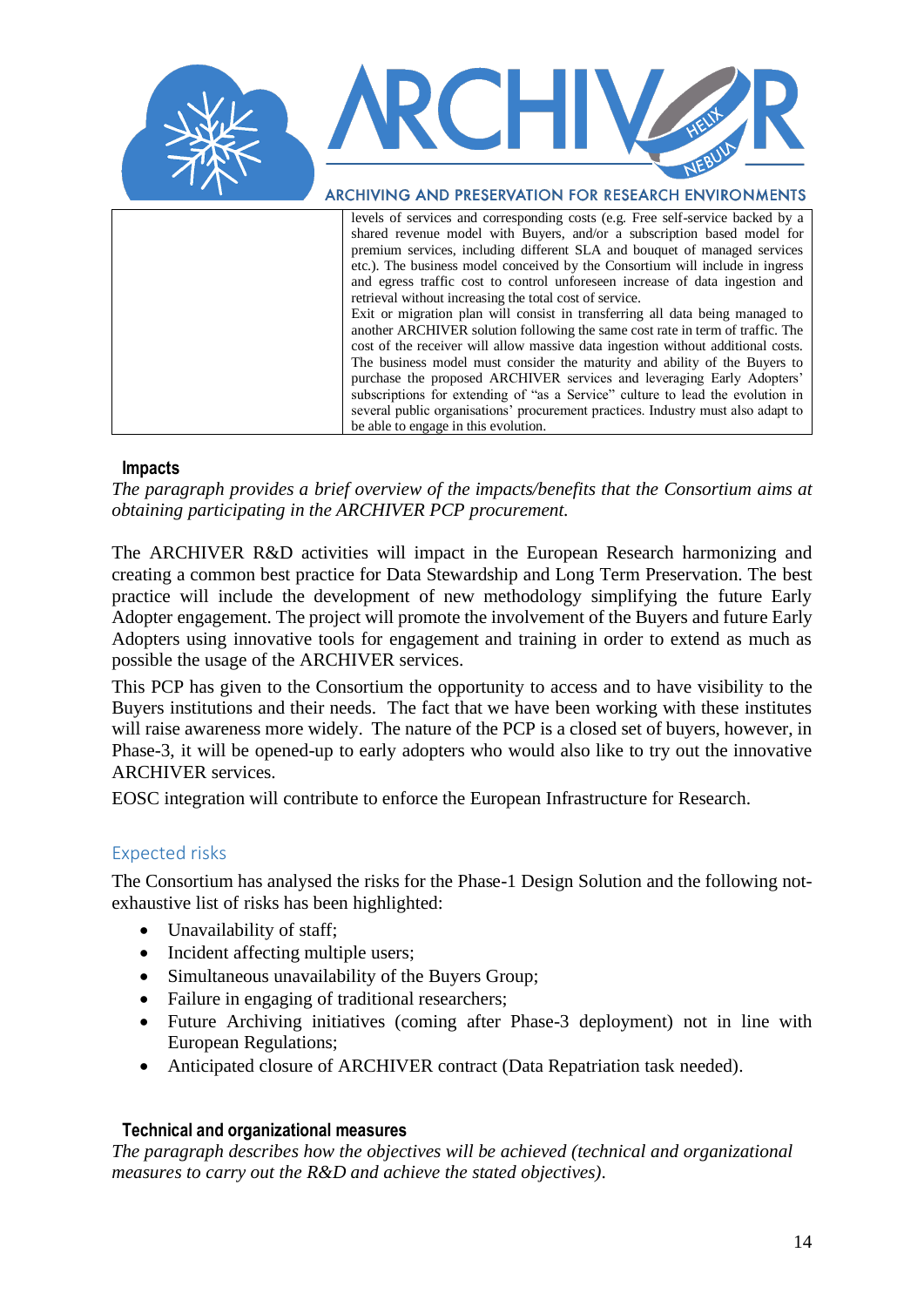| | levels of services and corresponding costs (e.g. Free self-service backed by a shared revenue model with Buyers, and/or a subscription based model for premium services, including different SLA and bouquet of managed services etc.). The business model conceived by the Consortium will include in ingress and egress traffic cost to control unforeseen increase of data ingestion and retrieval without increasing the total cost of service. Exit or migration plan will consist in transferring all data being managed to another ARCHIVER solution following the same cost rate in term of traffic. The cost of the receiver will allow massive data ingestion without additional costs. The business model must consider the maturity and ability of the Buyers to purchase the proposed ARCHIVER services and leveraging Early Adopters' subscriptions for extending of "as a Service" culture to lead the evolution in several public organisations' procurement practices. Industry must also adapt to be able to engage in this evolution. |
|---|---|

### Impacts

*The paragraph provides a brief overview of the impacts/benefits that the Consortium aims at obtaining participating in the ARCHIVER PCP procurement.*

The ARCHIVER R&D activities will impact in the European Research harmonizing and creating a common best practice for Data Stewardship and Long Term Preservation. The best practice will include the development of new methodology simplifying the future Early Adopter engagement. The project will promote the involvement of the Buyers and future Early Adopters using innovative tools for engagement and training in order to extend as much as possible the usage of the ARCHIVER services.

This PCP has given to the Consortium the opportunity to access and to have visibility to the Buyers institutions and their needs. The fact that we have been working with these institutes will raise awareness more widely. The nature of the PCP is a closed set of buyers, however, in Phase-3, it will be opened-up to early adopters who would also like to try out the innovative ARCHIVER services.

EOSC integration will contribute to enforce the European Infrastructure for Research.

## Expected risks

The Consortium has analysed the risks for the Phase-1 Design Solution and the following not-exhaustive list of risks has been highlighted:

- Unavailability of staff;
- Incident affecting multiple users;
- Simultaneous unavailability of the Buyers Group;
- Failure in engaging of traditional researchers;
- Future Archiving initiatives (coming after Phase-3 deployment) not in line with European Regulations;
- Anticipated closure of ARCHIVER contract (Data Repatriation task needed).

### Technical and organizational measures

*The paragraph describes how the objectives will be achieved (technical and organizational measures to carry out the R&D and achieve the stated objectives).*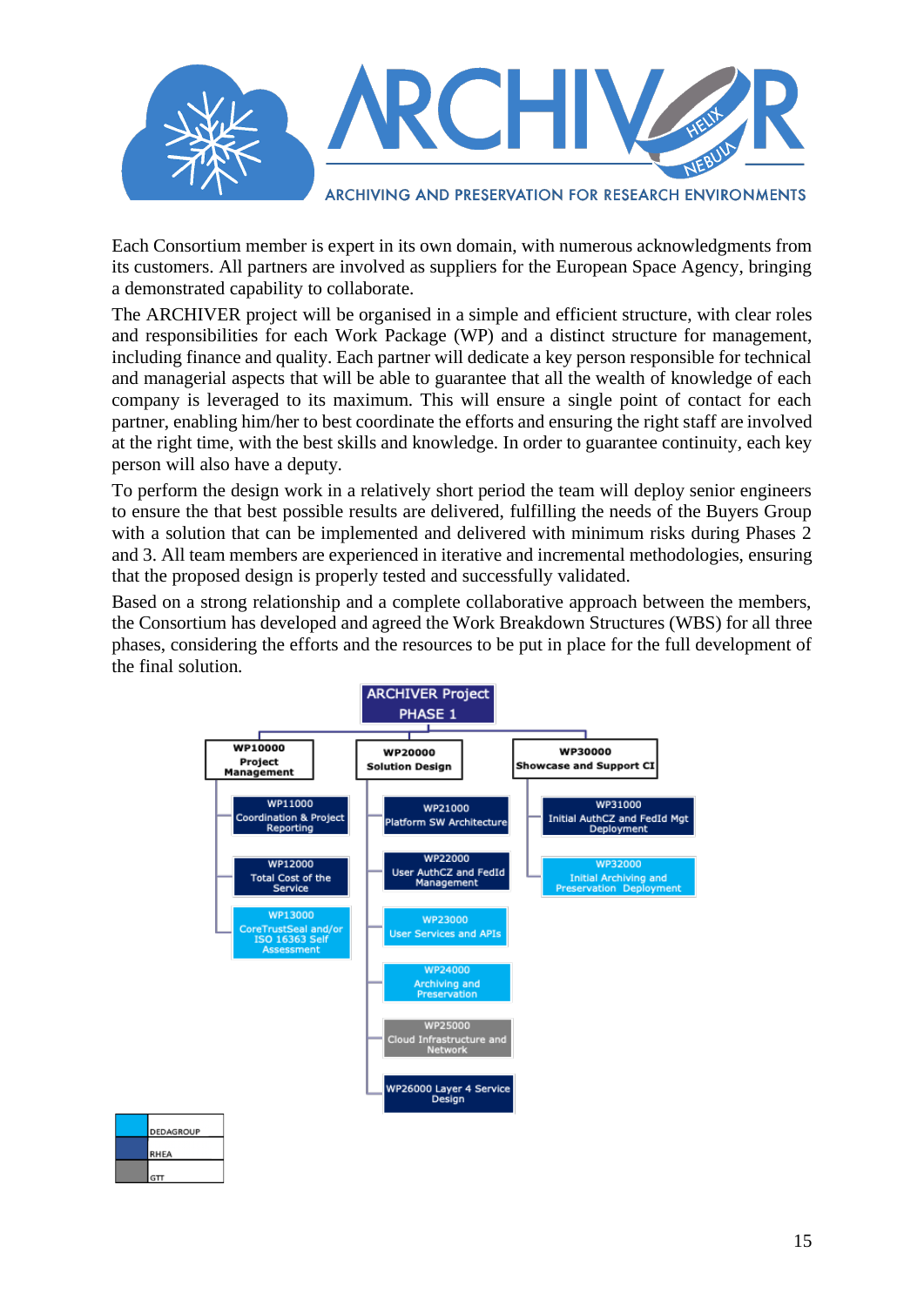Each Consortium member is expert in its own domain, with numerous acknowledgments from its customers. All partners are involved as suppliers for the European Space Agency, bringing a demonstrated capability to collaborate.

The ARCHIVER project will be organised in a simple and efficient structure, with clear roles and responsibilities for each Work Package (WP) and a distinct structure for management, including finance and quality. Each partner will dedicate a key person responsible for technical and managerial aspects that will be able to guarantee that all the wealth of knowledge of each company is leveraged to its maximum. This will ensure a single point of contact for each partner, enabling him/her to best coordinate the efforts and ensuring the right staff are involved at the right time, with the best skills and knowledge. In order to guarantee continuity, each key person will also have a deputy.

To perform the design work in a relatively short period the team will deploy senior engineers to ensure the that best possible results are delivered, fulfilling the needs of the Buyers Group with a solution that can be implemented and delivered with minimum risks during Phases 2 and 3. All team members are experienced in iterative and incremental methodologies, ensuring that the proposed design is properly tested and successfully validated.

Based on a strong relationship and a complete collaborative approach between the members, the Consortium has developed and agreed the Work Breakdown Structures (WBS) for all three phases, considering the efforts and the resources to be put in place for the full development of the final solution.

**ARCHIVER Project PHASE 1**

- **WP10000 Project Management**
  - WP11000 Coordination & Project Reporting
  - WP12000 Total Cost of the Service
  - WP13000 CoreTrustSeal and/or ISO 16363 Self Assessment
- **WP20000 Solution Design**
  - WP21000 Platform SW Architecture
  - WP22000 User AuthCZ and FedId Management
  - WP23000 User Services and APIs
  - WP24000 Archiving and Preservation
  - WP25000 Cloud Infrastructure and Network
  - WP26000 Layer 4 Service Design
- **WP30000 Showcase and Support CI**
  - WP31000 Initial AuthCZ and FedId Mgt Deployment
  - WP32000 Initial Archiving and Preservation Deployment

| Legend |
|---|
| DEDAGROUP |
| RHEA |
| GTT |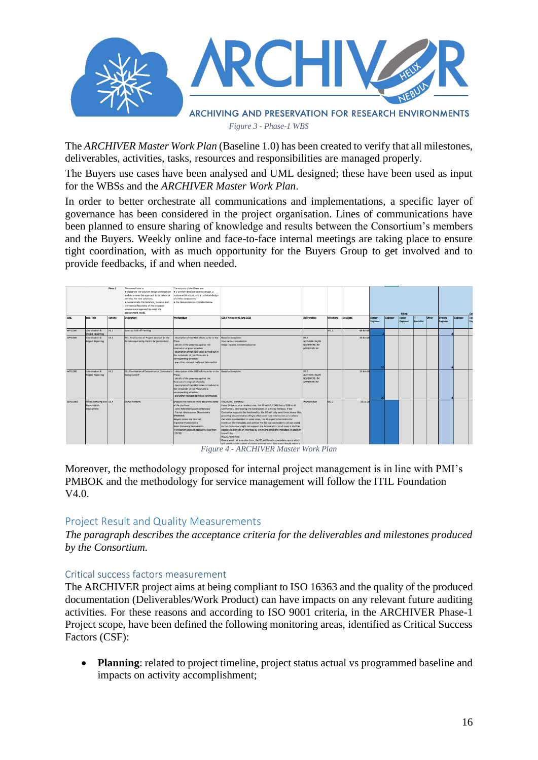*Figure 3 - Phase-1 WBS*

The *ARCHIVER Master Work Plan* (Baseline 1.0) has been created to verify that all milestones, deliverables, activities, tasks, resources and responsibilities are managed properly.

The Buyers use cases have been analysed and UML designed; these have been used as input for the WBSs and the *ARCHIVER Master Work Plan*.

In order to better orchestrate all communications and implementations, a specific layer of governance has been considered in the project organisation. Lines of communications have been planned to ensure sharing of knowledge and results between the Consortium's members and the Buyers. Weekly online and face-to-face internal meetings are taking place to ensure tight coordination, with as much opportunity for the Buyers Group to get involved and to provide feedbacks, if and when needed.

*Figure 4 - ARCHIVER Master Work Plan*

Moreover, the methodology proposed for internal project management is in line with PMI's PMBOK and the methodology for service management will follow the ITIL Foundation V4.0.

## Project Result and Quality Measurements

*The paragraph describes the acceptance criteria for the deliverables and milestones produced by the Consortium.*

### Critical success factors measurement

The ARCHIVER project aims at being compliant to ISO 16363 and the quality of the produced documentation (Deliverables/Work Product) can have impacts on any relevant future auditing activities. For these reasons and according to ISO 9001 criteria, in the ARCHIVER Phase-1 Project scope, have been defined the following monitoring areas, identified as Critical Success Factors (CSF):

- **Planning**: related to project timeline, project status actual vs programmed baseline and impacts on activity accomplishment;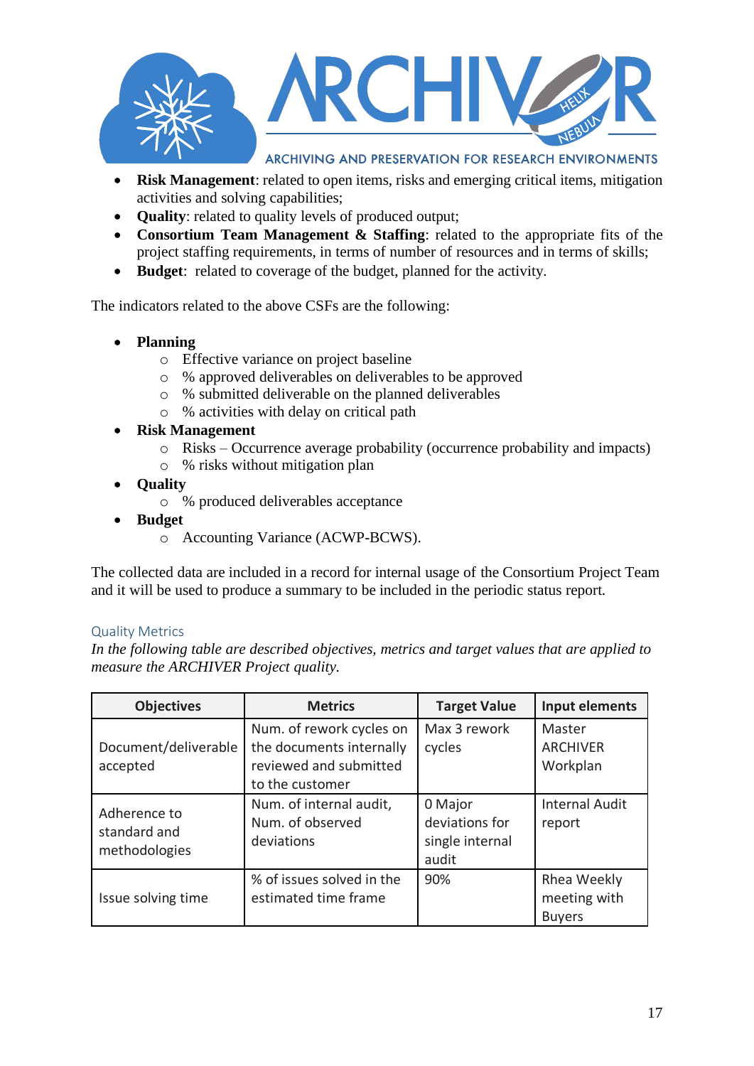- **Risk Management**: related to open items, risks and emerging critical items, mitigation activities and solving capabilities;
- **Quality**: related to quality levels of produced output;
- **Consortium Team Management & Staffing**: related to the appropriate fits of the project staffing requirements, in terms of number of resources and in terms of skills;
- **Budget**: related to coverage of the budget, planned for the activity.

The indicators related to the above CSFs are the following:

- **Planning**
  - Effective variance on project baseline
  - % approved deliverables on deliverables to be approved
  - % submitted deliverable on the planned deliverables
  - % activities with delay on critical path
- **Risk Management**
  - Risks – Occurrence average probability (occurrence probability and impacts)
  - % risks without mitigation plan
- **Quality**
  - % produced deliverables acceptance
- **Budget**
  - Accounting Variance (ACWP-BCWS).

The collected data are included in a record for internal usage of the Consortium Project Team and it will be used to produce a summary to be included in the periodic status report.

### Quality Metrics

*In the following table are described objectives, metrics and target values that are applied to measure the ARCHIVER Project quality.*

| Objectives | Metrics | Target Value | Input elements |
|---|---|---|---|
| Document/deliverable accepted | Num. of rework cycles on the documents internally reviewed and submitted to the customer | Max 3 rework cycles | Master ARCHIVER Workplan |
| Adherence to standard and methodologies | Num. of internal audit, Num. of observed deviations | 0 Major deviations for single internal audit | Internal Audit report |
| Issue solving time | % of issues solved in the estimated time frame | 90% | Rhea Weekly meeting with Buyers |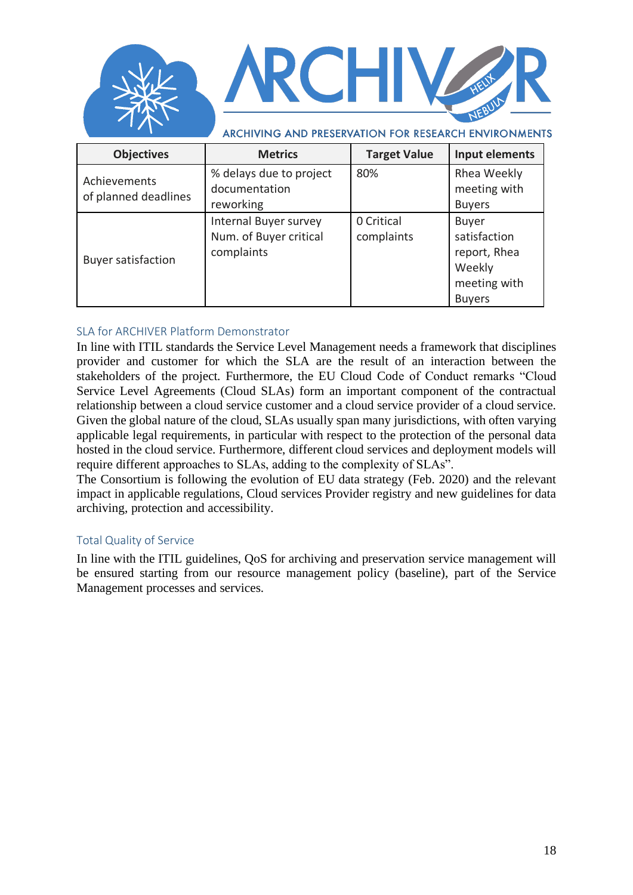| Objectives | Metrics | Target Value | Input elements |
| --- | --- | --- | --- |
| Achievements of planned deadlines | % delays due to project documentation reworking | 80% | Rhea Weekly meeting with Buyers |
| Buyer satisfaction | Internal Buyer survey Num. of Buyer critical complaints | 0 Critical complaints | Buyer satisfaction report, Rhea Weekly meeting with Buyers |

### SLA for ARCHIVER Platform Demonstrator

In line with ITIL standards the Service Level Management needs a framework that disciplines provider and customer for which the SLA are the result of an interaction between the stakeholders of the project. Furthermore, the EU Cloud Code of Conduct remarks "Cloud Service Level Agreements (Cloud SLAs) form an important component of the contractual relationship between a cloud service customer and a cloud service provider of a cloud service. Given the global nature of the cloud, SLAs usually span many jurisdictions, with often varying applicable legal requirements, in particular with respect to the protection of the personal data hosted in the cloud service. Furthermore, different cloud services and deployment models will require different approaches to SLAs, adding to the complexity of SLAs".

The Consortium is following the evolution of EU data strategy (Feb. 2020) and the relevant impact in applicable regulations, Cloud services Provider registry and new guidelines for data archiving, protection and accessibility.

### Total Quality of Service

In line with the ITIL guidelines, QoS for archiving and preservation service management will be ensured starting from our resource management policy (baseline), part of the Service Management processes and services.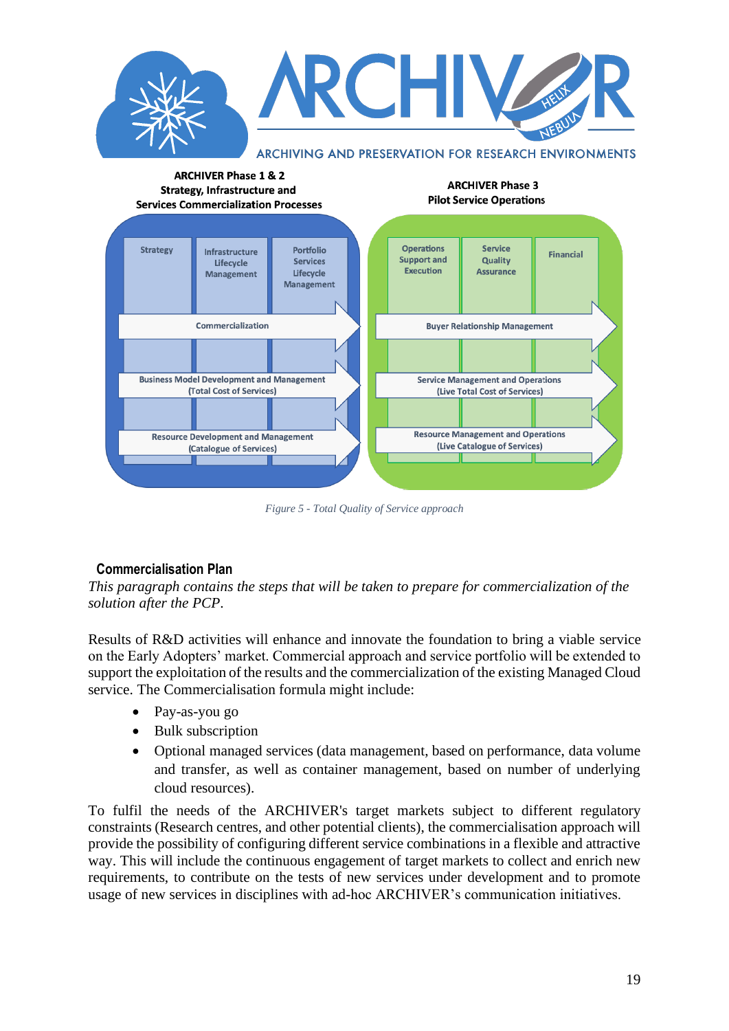*Figure 5 - Total Quality of Service approach*

## Commercialisation Plan

*This paragraph contains the steps that will be taken to prepare for commercialization of the solution after the PCP.*

Results of R&D activities will enhance and innovate the foundation to bring a viable service on the Early Adopters' market. Commercial approach and service portfolio will be extended to support the exploitation of the results and the commercialization of the existing Managed Cloud service. The Commercialisation formula might include:

- Pay-as-you go
- Bulk subscription
- Optional managed services (data management, based on performance, data volume and transfer, as well as container management, based on number of underlying cloud resources).

To fulfil the needs of the ARCHIVER's target markets subject to different regulatory constraints (Research centres, and other potential clients), the commercialisation approach will provide the possibility of configuring different service combinations in a flexible and attractive way. This will include the continuous engagement of target markets to collect and enrich new requirements, to contribute on the tests of new services under development and to promote usage of new services in disciplines with ad-hoc ARCHIVER's communication initiatives.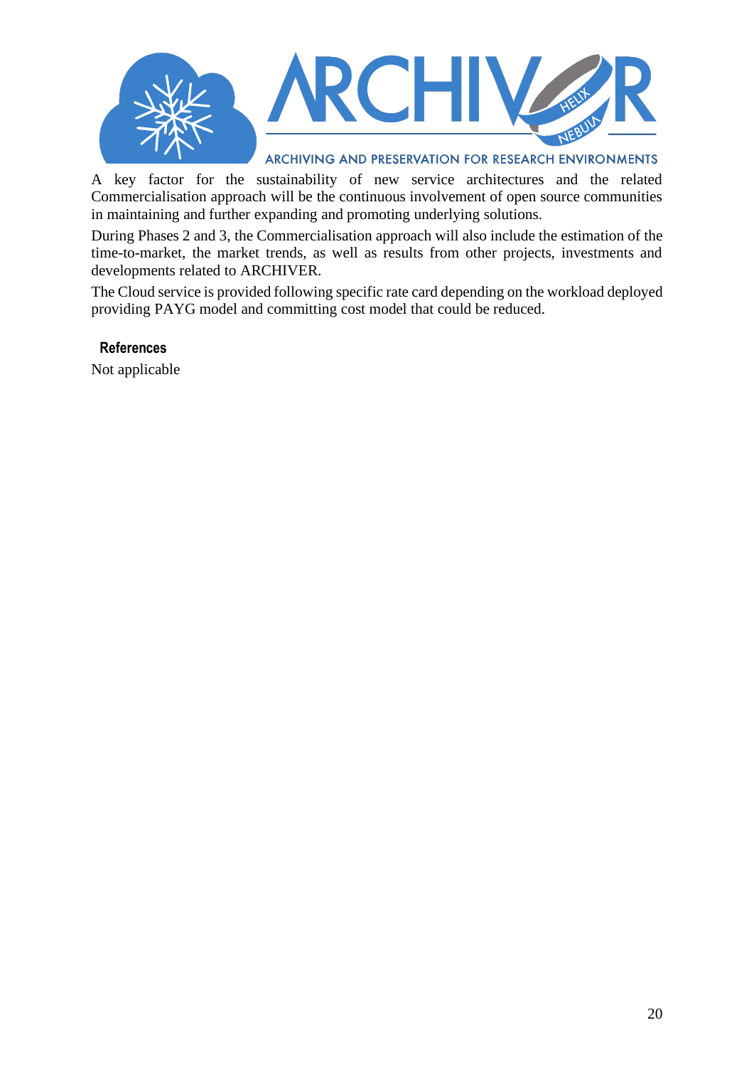A key factor for the sustainability of new service architectures and the related Commercialisation approach will be the continuous involvement of open source communities in maintaining and further expanding and promoting underlying solutions.

During Phases 2 and 3, the Commercialisation approach will also include the estimation of the time-to-market, the market trends, as well as results from other projects, investments and developments related to ARCHIVER.

The Cloud service is provided following specific rate card depending on the workload deployed providing PAYG model and committing cost model that could be reduced.

## References

Not applicable